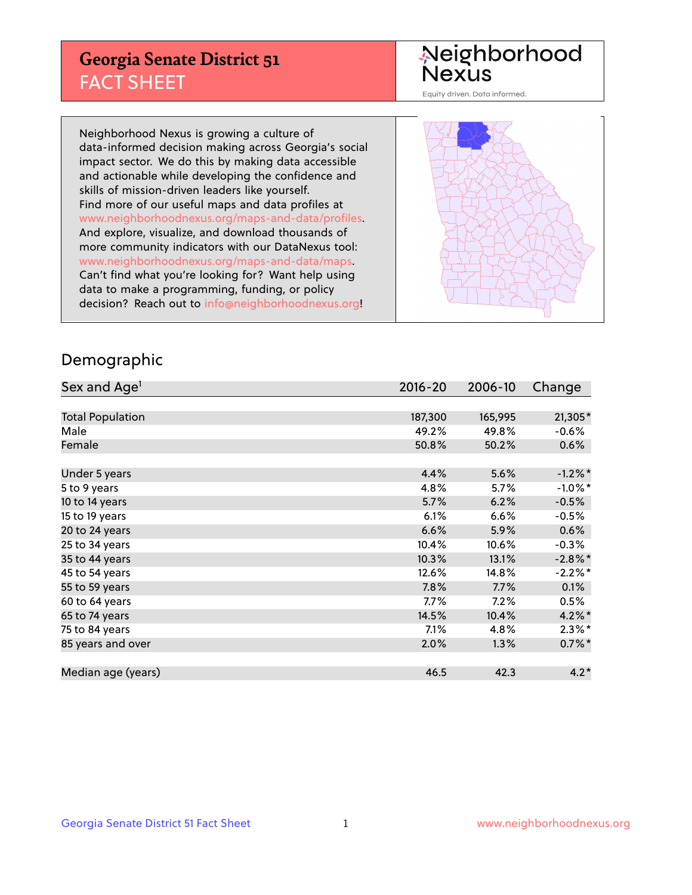# Georgia Senate District 51
## FACT SHEET

Neighborhood Nexus
Equity driven. Data informed.

Neighborhood Nexus is growing a culture of data-informed decision making across Georgia's social impact sector. We do this by making data accessible and actionable while developing the confidence and skills of mission-driven leaders like yourself. Find more of our useful maps and data profiles at www.neighborhoodnexus.org/maps-and-data/profiles. And explore, visualize, and download thousands of more community indicators with our DataNexus tool: www.neighborhoodnexus.org/maps-and-data/maps. Can't find what you're looking for? Want help using data to make a programming, funding, or policy decision? Reach out to info@neighborhoodnexus.org!

## Demographic

| Sex and Age[1] | 2016-20 | 2006-10 | Change |
|---|---|---|---|
| Total Population | 187,300 | 165,995 | 21,305* |
| Male | 49.2% | 49.8% | -0.6% |
| Female | 50.8% | 50.2% | 0.6% |
| | | | |
| Under 5 years | 4.4% | 5.6% | -1.2%* |
| 5 to 9 years | 4.8% | 5.7% | -1.0%* |
| 10 to 14 years | 5.7% | 6.2% | -0.5% |
| 15 to 19 years | 6.1% | 6.6% | -0.5% |
| 20 to 24 years | 6.6% | 5.9% | 0.6% |
| 25 to 34 years | 10.4% | 10.6% | -0.3% |
| 35 to 44 years | 10.3% | 13.1% | -2.8%* |
| 45 to 54 years | 12.6% | 14.8% | -2.2%* |
| 55 to 59 years | 7.8% | 7.7% | 0.1% |
| 60 to 64 years | 7.7% | 7.2% | 0.5% |
| 65 to 74 years | 14.5% | 10.4% | 4.2%* |
| 75 to 84 years | 7.1% | 4.8% | 2.3%* |
| 85 years and over | 2.0% | 1.3% | 0.7%* |
| | | | |
| Median age (years) | 46.5 | 42.3 | 4.2* |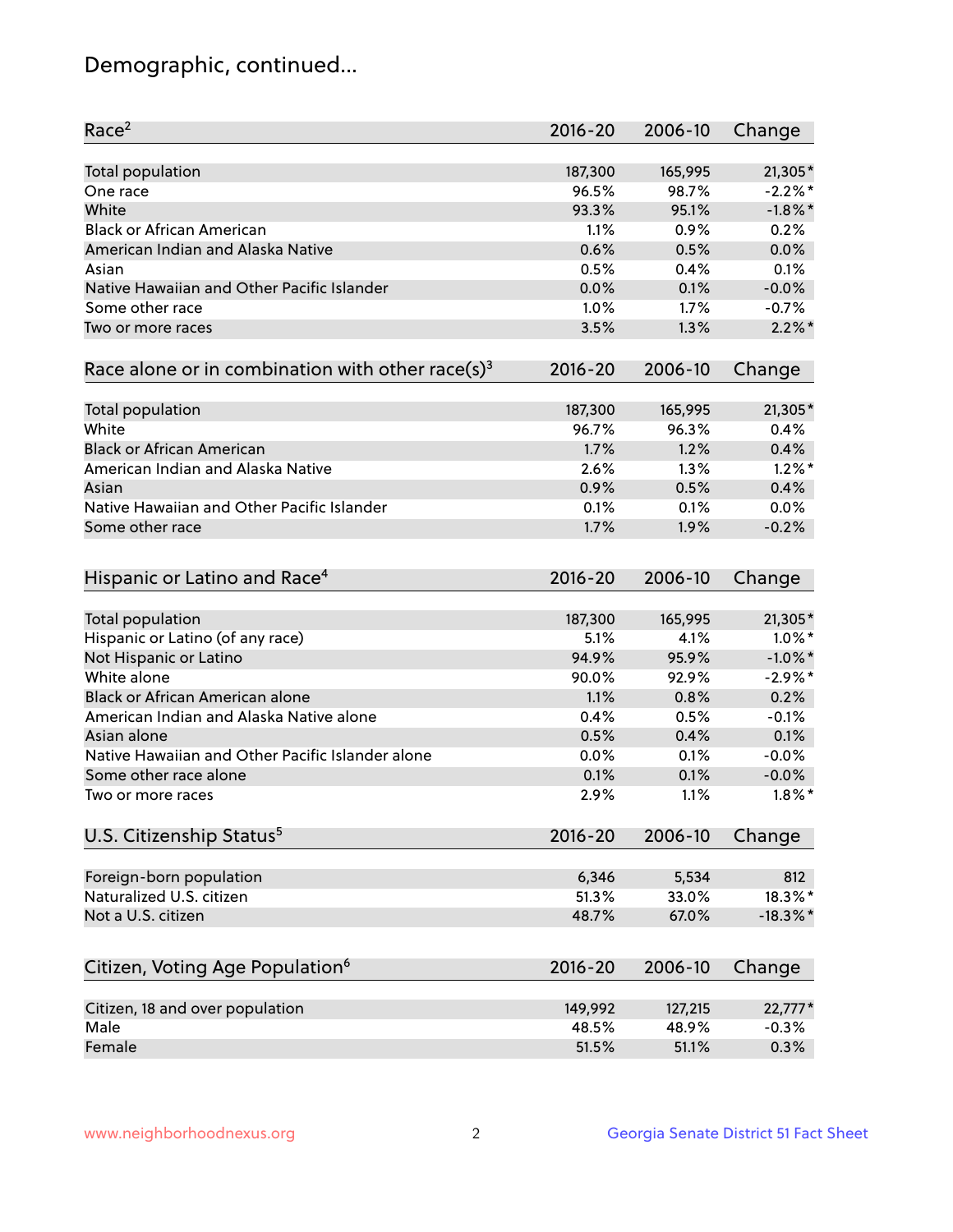# Demographic, continued...

| Race[2] | 2016-20 | 2006-10 | Change |
|---|---|---|---|
| Total population | 187,300 | 165,995 | 21,305* |
| One race | 96.5% | 98.7% | -2.2%* |
| White | 93.3% | 95.1% | -1.8%* |
| Black or African American | 1.1% | 0.9% | 0.2% |
| American Indian and Alaska Native | 0.6% | 0.5% | 0.0% |
| Asian | 0.5% | 0.4% | 0.1% |
| Native Hawaiian and Other Pacific Islander | 0.0% | 0.1% | -0.0% |
| Some other race | 1.0% | 1.7% | -0.7% |
| Two or more races | 3.5% | 1.3% | 2.2%* |

| Race alone or in combination with other race(s)[3] | 2016-20 | 2006-10 | Change |
|---|---|---|---|
| Total population | 187,300 | 165,995 | 21,305* |
| White | 96.7% | 96.3% | 0.4% |
| Black or African American | 1.7% | 1.2% | 0.4% |
| American Indian and Alaska Native | 2.6% | 1.3% | 1.2%* |
| Asian | 0.9% | 0.5% | 0.4% |
| Native Hawaiian and Other Pacific Islander | 0.1% | 0.1% | 0.0% |
| Some other race | 1.7% | 1.9% | -0.2% |

| Hispanic or Latino and Race[4] | 2016-20 | 2006-10 | Change |
|---|---|---|---|
| Total population | 187,300 | 165,995 | 21,305* |
| Hispanic or Latino (of any race) | 5.1% | 4.1% | 1.0%* |
| Not Hispanic or Latino | 94.9% | 95.9% | -1.0%* |
| White alone | 90.0% | 92.9% | -2.9%* |
| Black or African American alone | 1.1% | 0.8% | 0.2% |
| American Indian and Alaska Native alone | 0.4% | 0.5% | -0.1% |
| Asian alone | 0.5% | 0.4% | 0.1% |
| Native Hawaiian and Other Pacific Islander alone | 0.0% | 0.1% | -0.0% |
| Some other race alone | 0.1% | 0.1% | -0.0% |
| Two or more races | 2.9% | 1.1% | 1.8%* |

| U.S. Citizenship Status[5] | 2016-20 | 2006-10 | Change |
|---|---|---|---|
| Foreign-born population | 6,346 | 5,534 | 812 |
| Naturalized U.S. citizen | 51.3% | 33.0% | 18.3%* |
| Not a U.S. citizen | 48.7% | 67.0% | -18.3%* |

| Citizen, Voting Age Population[6] | 2016-20 | 2006-10 | Change |
|---|---|---|---|
| Citizen, 18 and over population | 149,992 | 127,215 | 22,777* |
| Male | 48.5% | 48.9% | -0.3% |
| Female | 51.5% | 51.1% | 0.3% |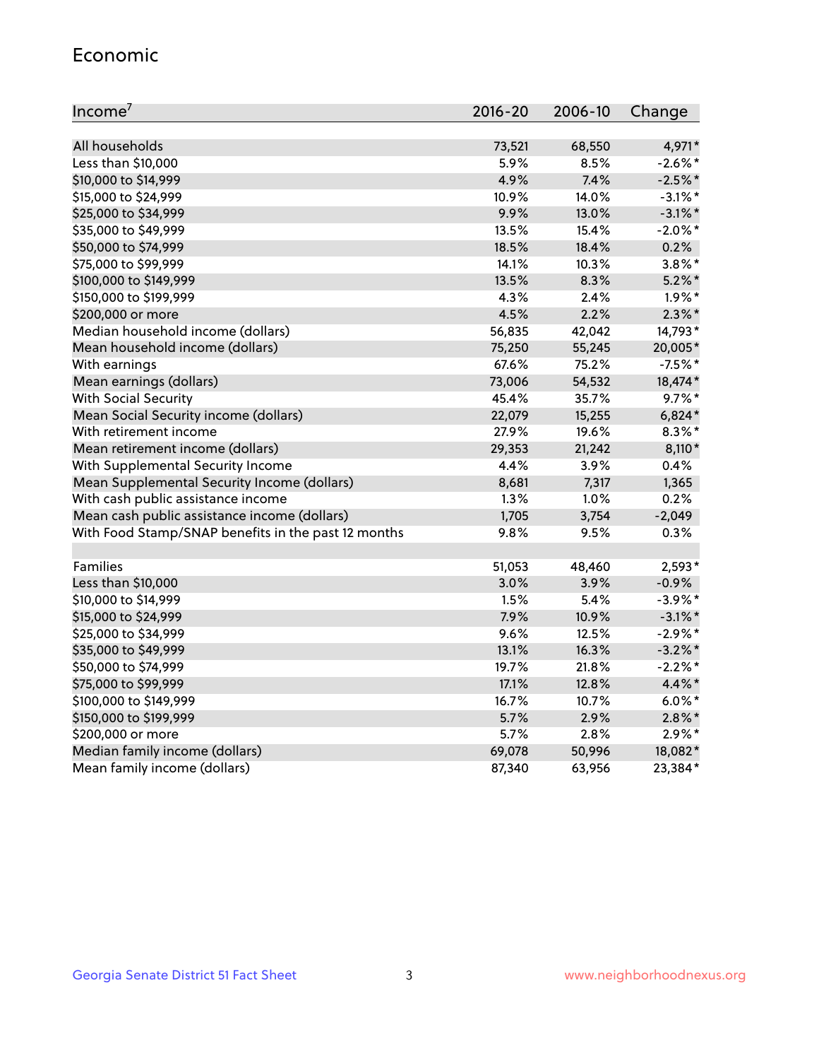## Economic

| Income[7] | 2016-20 | 2006-10 | Change |
|---|---|---|---|
| All households | 73,521 | 68,550 | 4,971* |
| Less than $10,000 | 5.9% | 8.5% | -2.6%* |
| $10,000 to $14,999 | 4.9% | 7.4% | -2.5%* |
| $15,000 to $24,999 | 10.9% | 14.0% | -3.1%* |
| $25,000 to $34,999 | 9.9% | 13.0% | -3.1%* |
| $35,000 to $49,999 | 13.5% | 15.4% | -2.0%* |
| $50,000 to $74,999 | 18.5% | 18.4% | 0.2% |
| $75,000 to $99,999 | 14.1% | 10.3% | 3.8%* |
| $100,000 to $149,999 | 13.5% | 8.3% | 5.2%* |
| $150,000 to $199,999 | 4.3% | 2.4% | 1.9%* |
| $200,000 or more | 4.5% | 2.2% | 2.3%* |
| Median household income (dollars) | 56,835 | 42,042 | 14,793* |
| Mean household income (dollars) | 75,250 | 55,245 | 20,005* |
| With earnings | 67.6% | 75.2% | -7.5%* |
| Mean earnings (dollars) | 73,006 | 54,532 | 18,474* |
| With Social Security | 45.4% | 35.7% | 9.7%* |
| Mean Social Security income (dollars) | 22,079 | 15,255 | 6,824* |
| With retirement income | 27.9% | 19.6% | 8.3%* |
| Mean retirement income (dollars) | 29,353 | 21,242 | 8,110* |
| With Supplemental Security Income | 4.4% | 3.9% | 0.4% |
| Mean Supplemental Security Income (dollars) | 8,681 | 7,317 | 1,365 |
| With cash public assistance income | 1.3% | 1.0% | 0.2% |
| Mean cash public assistance income (dollars) | 1,705 | 3,754 | -2,049 |
| With Food Stamp/SNAP benefits in the past 12 months | 9.8% | 9.5% | 0.3% |
| | | | |
| Families | 51,053 | 48,460 | 2,593* |
| Less than $10,000 | 3.0% | 3.9% | -0.9% |
| $10,000 to $14,999 | 1.5% | 5.4% | -3.9%* |
| $15,000 to $24,999 | 7.9% | 10.9% | -3.1%* |
| $25,000 to $34,999 | 9.6% | 12.5% | -2.9%* |
| $35,000 to $49,999 | 13.1% | 16.3% | -3.2%* |
| $50,000 to $74,999 | 19.7% | 21.8% | -2.2%* |
| $75,000 to $99,999 | 17.1% | 12.8% | 4.4%* |
| $100,000 to $149,999 | 16.7% | 10.7% | 6.0%* |
| $150,000 to $199,999 | 5.7% | 2.9% | 2.8%* |
| $200,000 or more | 5.7% | 2.8% | 2.9%* |
| Median family income (dollars) | 69,078 | 50,996 | 18,082* |
| Mean family income (dollars) | 87,340 | 63,956 | 23,384* |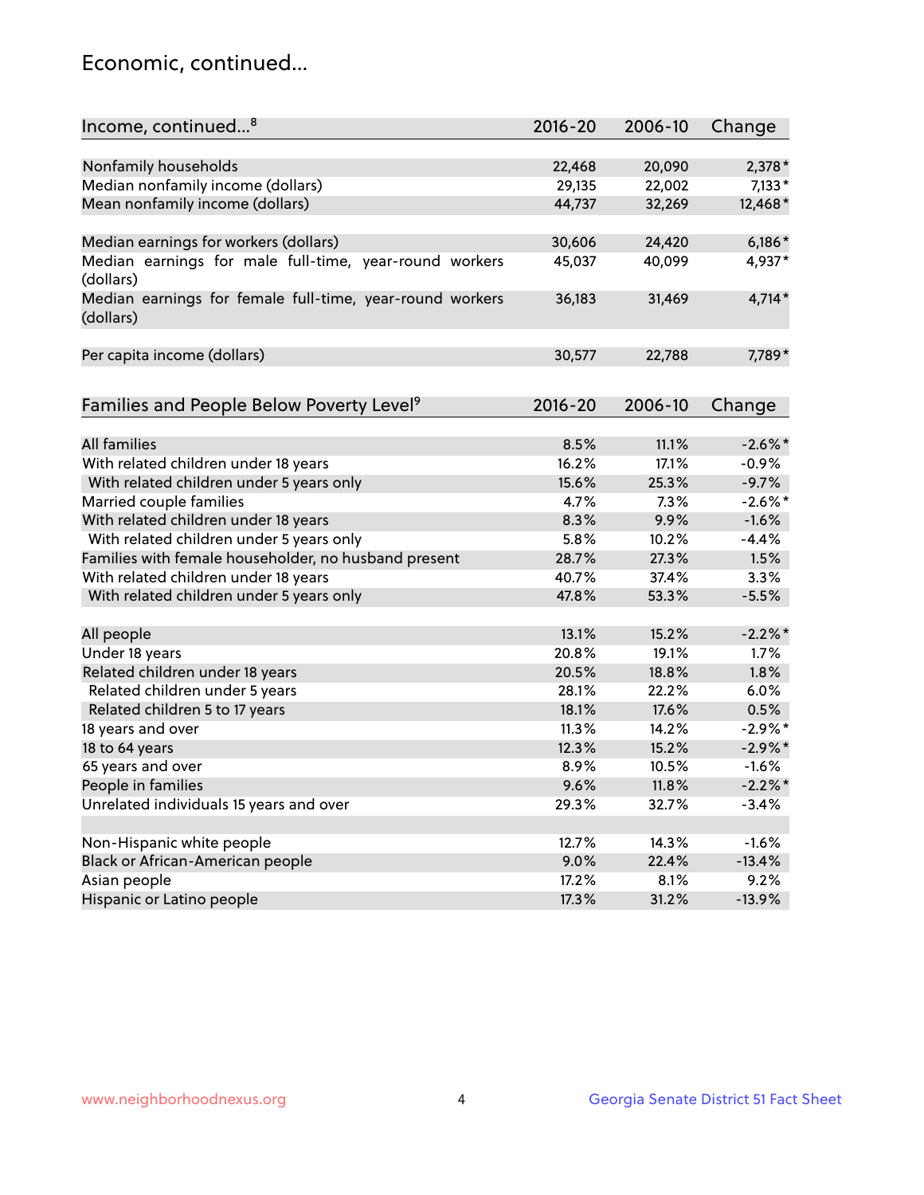## Economic, continued...

| Income, continued...[8] | 2016-20 | 2006-10 | Change |
|---|---|---|---|
| Nonfamily households | 22,468 | 20,090 | 2,378* |
| Median nonfamily income (dollars) | 29,135 | 22,002 | 7,133* |
| Mean nonfamily income (dollars) | 44,737 | 32,269 | 12,468* |
| Median earnings for workers (dollars) | 30,606 | 24,420 | 6,186* |
| Median earnings for male full-time, year-round workers (dollars) | 45,037 | 40,099 | 4,937* |
| Median earnings for female full-time, year-round workers (dollars) | 36,183 | 31,469 | 4,714* |
| Per capita income (dollars) | 30,577 | 22,788 | 7,789* |

| Families and People Below Poverty Level[9] | 2016-20 | 2006-10 | Change |
|---|---|---|---|
| All families | 8.5% | 11.1% | -2.6%* |
| With related children under 18 years | 16.2% | 17.1% | -0.9% |
| With related children under 5 years only | 15.6% | 25.3% | -9.7% |
| Married couple families | 4.7% | 7.3% | -2.6%* |
| With related children under 18 years | 8.3% | 9.9% | -1.6% |
| With related children under 5 years only | 5.8% | 10.2% | -4.4% |
| Families with female householder, no husband present | 28.7% | 27.3% | 1.5% |
| With related children under 18 years | 40.7% | 37.4% | 3.3% |
| With related children under 5 years only | 47.8% | 53.3% | -5.5% |
| All people | 13.1% | 15.2% | -2.2%* |
| Under 18 years | 20.8% | 19.1% | 1.7% |
| Related children under 18 years | 20.5% | 18.8% | 1.8% |
| Related children under 5 years | 28.1% | 22.2% | 6.0% |
| Related children 5 to 17 years | 18.1% | 17.6% | 0.5% |
| 18 years and over | 11.3% | 14.2% | -2.9%* |
| 18 to 64 years | 12.3% | 15.2% | -2.9%* |
| 65 years and over | 8.9% | 10.5% | -1.6% |
| People in families | 9.6% | 11.8% | -2.2%* |
| Unrelated individuals 15 years and over | 29.3% | 32.7% | -3.4% |
| Non-Hispanic white people | 12.7% | 14.3% | -1.6% |
| Black or African-American people | 9.0% | 22.4% | -13.4% |
| Asian people | 17.2% | 8.1% | 9.2% |
| Hispanic or Latino people | 17.3% | 31.2% | -13.9% |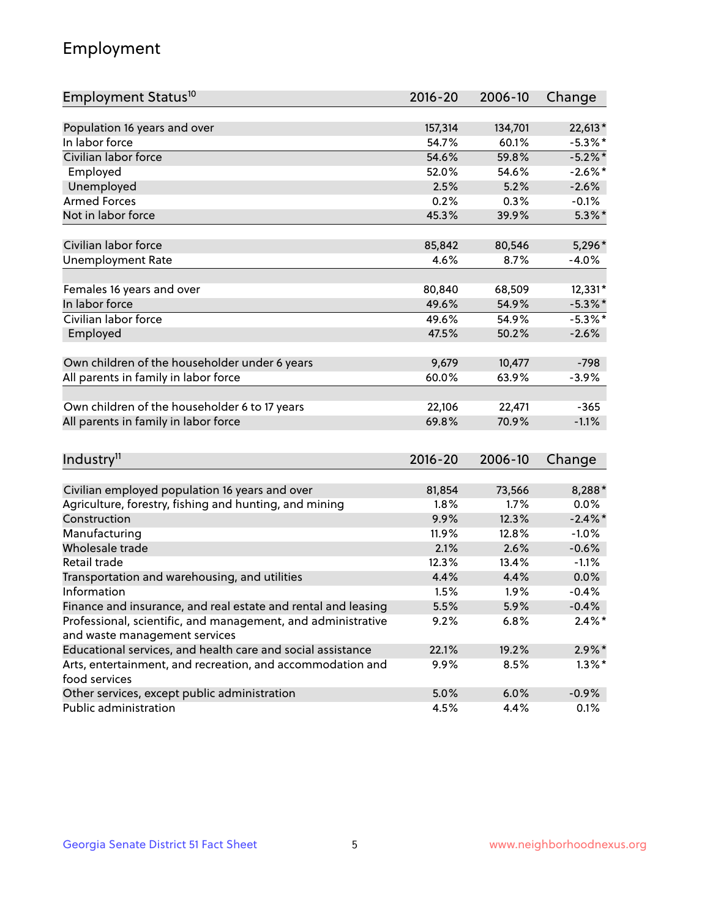# Employment

| Employment Status[10] | 2016-20 | 2006-10 | Change |
|---|---|---|---|
| Population 16 years and over | 157,314 | 134,701 | 22,613* |
| In labor force | 54.7% | 60.1% | -5.3%* |
| Civilian labor force | 54.6% | 59.8% | -5.2%* |
| Employed | 52.0% | 54.6% | -2.6%* |
| Unemployed | 2.5% | 5.2% | -2.6% |
| Armed Forces | 0.2% | 0.3% | -0.1% |
| Not in labor force | 45.3% | 39.9% | 5.3%* |
| | | | |
| Civilian labor force | 85,842 | 80,546 | 5,296* |
| Unemployment Rate | 4.6% | 8.7% | -4.0% |
| | | | |
| Females 16 years and over | 80,840 | 68,509 | 12,331* |
| In labor force | 49.6% | 54.9% | -5.3%* |
| Civilian labor force | 49.6% | 54.9% | -5.3%* |
| Employed | 47.5% | 50.2% | -2.6% |
| | | | |
| Own children of the householder under 6 years | 9,679 | 10,477 | -798 |
| All parents in family in labor force | 60.0% | 63.9% | -3.9% |
| | | | |
| Own children of the householder 6 to 17 years | 22,106 | 22,471 | -365 |
| All parents in family in labor force | 69.8% | 70.9% | -1.1% |

| Industry[11] | 2016-20 | 2006-10 | Change |
|---|---|---|---|
| Civilian employed population 16 years and over | 81,854 | 73,566 | 8,288* |
| Agriculture, forestry, fishing and hunting, and mining | 1.8% | 1.7% | 0.0% |
| Construction | 9.9% | 12.3% | -2.4%* |
| Manufacturing | 11.9% | 12.8% | -1.0% |
| Wholesale trade | 2.1% | 2.6% | -0.6% |
| Retail trade | 12.3% | 13.4% | -1.1% |
| Transportation and warehousing, and utilities | 4.4% | 4.4% | 0.0% |
| Information | 1.5% | 1.9% | -0.4% |
| Finance and insurance, and real estate and rental and leasing | 5.5% | 5.9% | -0.4% |
| Professional, scientific, and management, and administrative and waste management services | 9.2% | 6.8% | 2.4%* |
| Educational services, and health care and social assistance | 22.1% | 19.2% | 2.9%* |
| Arts, entertainment, and recreation, and accommodation and food services | 9.9% | 8.5% | 1.3%* |
| Other services, except public administration | 5.0% | 6.0% | -0.9% |
| Public administration | 4.5% | 4.4% | 0.1% |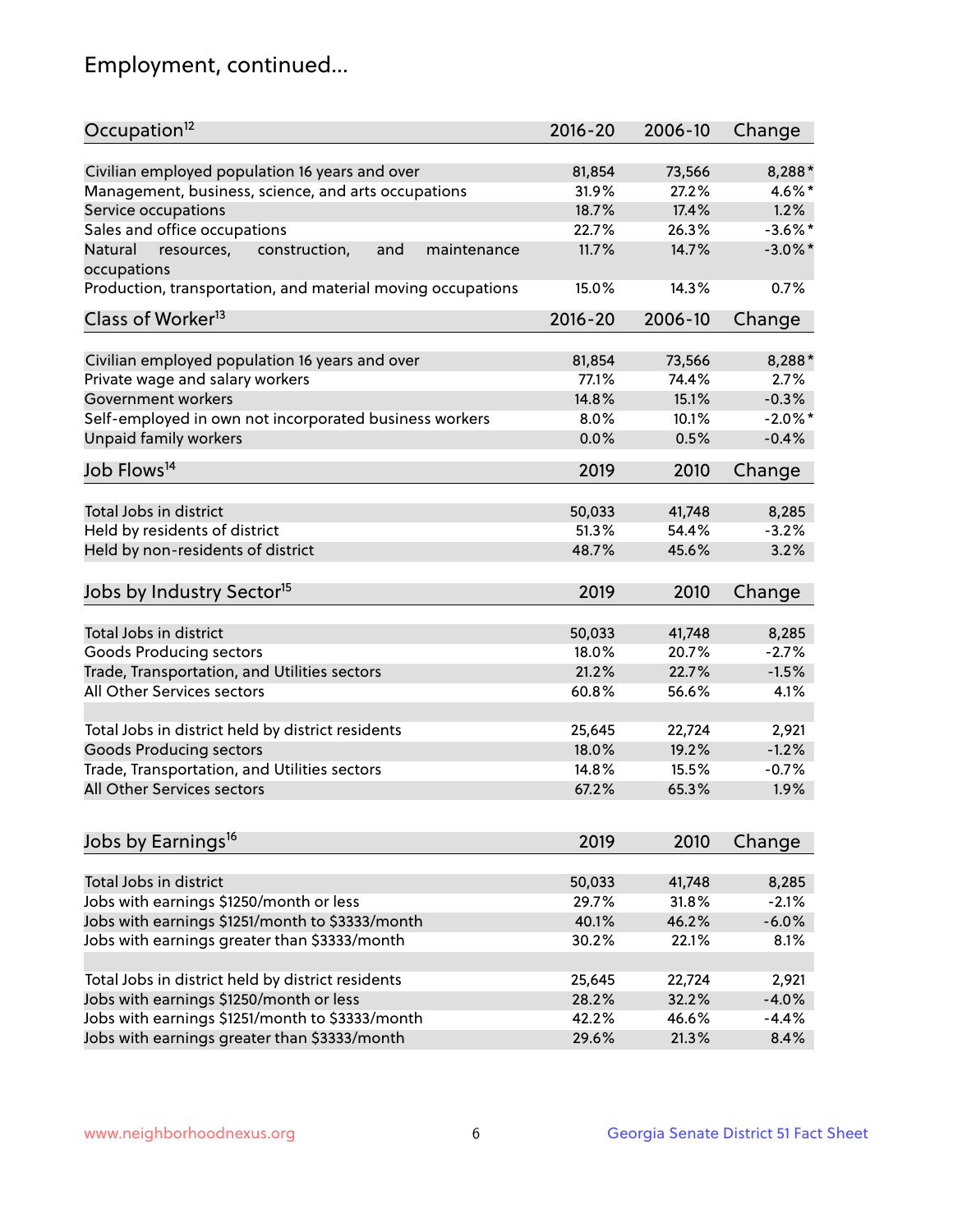# Employment, continued...

| Occupation[12] | 2016-20 | 2006-10 | Change |
|---|---|---|---|
| Civilian employed population 16 years and over | 81,854 | 73,566 | 8,288* |
| Management, business, science, and arts occupations | 31.9% | 27.2% | 4.6%* |
| Service occupations | 18.7% | 17.4% | 1.2% |
| Sales and office occupations | 22.7% | 26.3% | -3.6%* |
| Natural resources, construction, and maintenance occupations | 11.7% | 14.7% | -3.0%* |
| Production, transportation, and material moving occupations | 15.0% | 14.3% | 0.7% |

| Class of Worker[13] | 2016-20 | 2006-10 | Change |
|---|---|---|---|
| Civilian employed population 16 years and over | 81,854 | 73,566 | 8,288* |
| Private wage and salary workers | 77.1% | 74.4% | 2.7% |
| Government workers | 14.8% | 15.1% | -0.3% |
| Self-employed in own not incorporated business workers | 8.0% | 10.1% | -2.0%* |
| Unpaid family workers | 0.0% | 0.5% | -0.4% |

| Job Flows[14] | 2019 | 2010 | Change |
|---|---|---|---|
| Total Jobs in district | 50,033 | 41,748 | 8,285 |
| Held by residents of district | 51.3% | 54.4% | -3.2% |
| Held by non-residents of district | 48.7% | 45.6% | 3.2% |

| Jobs by Industry Sector[15] | 2019 | 2010 | Change |
|---|---|---|---|
| Total Jobs in district | 50,033 | 41,748 | 8,285 |
| Goods Producing sectors | 18.0% | 20.7% | -2.7% |
| Trade, Transportation, and Utilities sectors | 21.2% | 22.7% | -1.5% |
| All Other Services sectors | 60.8% | 56.6% | 4.1% |
| | | | |
| Total Jobs in district held by district residents | 25,645 | 22,724 | 2,921 |
| Goods Producing sectors | 18.0% | 19.2% | -1.2% |
| Trade, Transportation, and Utilities sectors | 14.8% | 15.5% | -0.7% |
| All Other Services sectors | 67.2% | 65.3% | 1.9% |

| Jobs by Earnings[16] | 2019 | 2010 | Change |
|---|---|---|---|
| Total Jobs in district | 50,033 | 41,748 | 8,285 |
| Jobs with earnings $1250/month or less | 29.7% | 31.8% | -2.1% |
| Jobs with earnings $1251/month to $3333/month | 40.1% | 46.2% | -6.0% |
| Jobs with earnings greater than $3333/month | 30.2% | 22.1% | 8.1% |
| | | | |
| Total Jobs in district held by district residents | 25,645 | 22,724 | 2,921 |
| Jobs with earnings $1250/month or less | 28.2% | 32.2% | -4.0% |
| Jobs with earnings $1251/month to $3333/month | 42.2% | 46.6% | -4.4% |
| Jobs with earnings greater than $3333/month | 29.6% | 21.3% | 8.4% |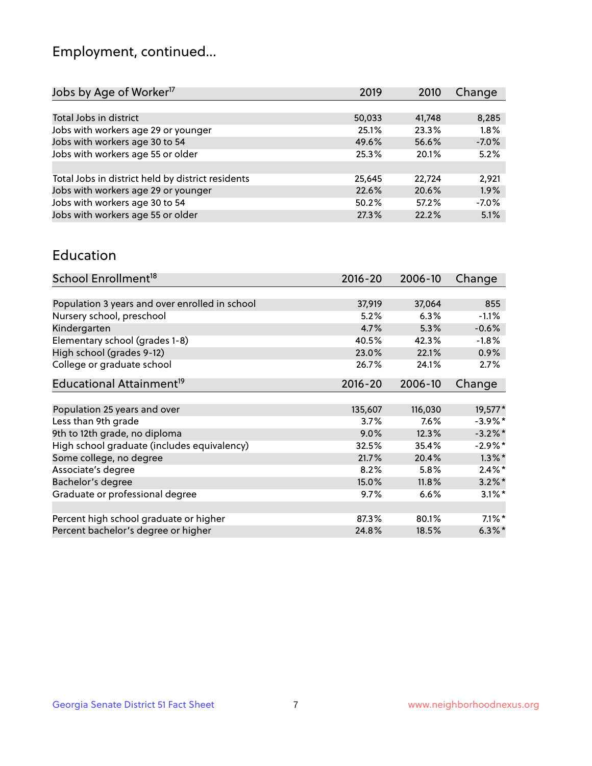# Employment, continued...

| Jobs by Age of Worker[17] | 2019 | 2010 | Change |
|---|---|---|---|
| Total Jobs in district | 50,033 | 41,748 | 8,285 |
| Jobs with workers age 29 or younger | 25.1% | 23.3% | 1.8% |
| Jobs with workers age 30 to 54 | 49.6% | 56.6% | -7.0% |
| Jobs with workers age 55 or older | 25.3% | 20.1% | 5.2% |
| | | | |
| Total Jobs in district held by district residents | 25,645 | 22,724 | 2,921 |
| Jobs with workers age 29 or younger | 22.6% | 20.6% | 1.9% |
| Jobs with workers age 30 to 54 | 50.2% | 57.2% | -7.0% |
| Jobs with workers age 55 or older | 27.3% | 22.2% | 5.1% |

# Education

| School Enrollment[18] | 2016-20 | 2006-10 | Change |
|---|---|---|---|
| Population 3 years and over enrolled in school | 37,919 | 37,064 | 855 |
| Nursery school, preschool | 5.2% | 6.3% | -1.1% |
| Kindergarten | 4.7% | 5.3% | -0.6% |
| Elementary school (grades 1-8) | 40.5% | 42.3% | -1.8% |
| High school (grades 9-12) | 23.0% | 22.1% | 0.9% |
| College or graduate school | 26.7% | 24.1% | 2.7% |

| Educational Attainment[19] | 2016-20 | 2006-10 | Change |
|---|---|---|---|
| Population 25 years and over | 135,607 | 116,030 | 19,577* |
| Less than 9th grade | 3.7% | 7.6% | -3.9%* |
| 9th to 12th grade, no diploma | 9.0% | 12.3% | -3.2%* |
| High school graduate (includes equivalency) | 32.5% | 35.4% | -2.9%* |
| Some college, no degree | 21.7% | 20.4% | 1.3%* |
| Associate's degree | 8.2% | 5.8% | 2.4%* |
| Bachelor's degree | 15.0% | 11.8% | 3.2%* |
| Graduate or professional degree | 9.7% | 6.6% | 3.1%* |
| | | | |
| Percent high school graduate or higher | 87.3% | 80.1% | 7.1%* |
| Percent bachelor's degree or higher | 24.8% | 18.5% | 6.3%* |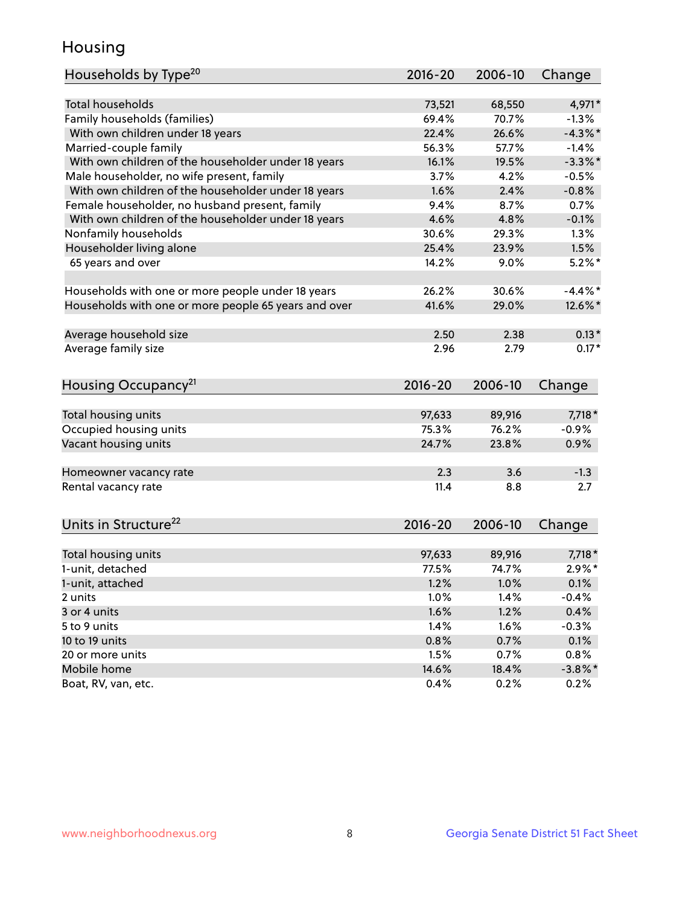## Housing

| Households by Type[20] | 2016-20 | 2006-10 | Change |
|---|---|---|---|
| Total households | 73,521 | 68,550 | 4,971* |
| Family households (families) | 69.4% | 70.7% | -1.3% |
| With own children under 18 years | 22.4% | 26.6% | -4.3%* |
| Married-couple family | 56.3% | 57.7% | -1.4% |
| With own children of the householder under 18 years | 16.1% | 19.5% | -3.3%* |
| Male householder, no wife present, family | 3.7% | 4.2% | -0.5% |
| With own children of the householder under 18 years | 1.6% | 2.4% | -0.8% |
| Female householder, no husband present, family | 9.4% | 8.7% | 0.7% |
| With own children of the householder under 18 years | 4.6% | 4.8% | -0.1% |
| Nonfamily households | 30.6% | 29.3% | 1.3% |
| Householder living alone | 25.4% | 23.9% | 1.5% |
| 65 years and over | 14.2% | 9.0% | 5.2%* |
| | | | |
| Households with one or more people under 18 years | 26.2% | 30.6% | -4.4%* |
| Households with one or more people 65 years and over | 41.6% | 29.0% | 12.6%* |
| | | | |
| Average household size | 2.50 | 2.38 | 0.13* |
| Average family size | 2.96 | 2.79 | 0.17* |

| Housing Occupancy[21] | 2016-20 | 2006-10 | Change |
|---|---|---|---|
| Total housing units | 97,633 | 89,916 | 7,718* |
| Occupied housing units | 75.3% | 76.2% | -0.9% |
| Vacant housing units | 24.7% | 23.8% | 0.9% |
| | | | |
| Homeowner vacancy rate | 2.3 | 3.6 | -1.3 |
| Rental vacancy rate | 11.4 | 8.8 | 2.7 |

| Units in Structure[22] | 2016-20 | 2006-10 | Change |
|---|---|---|---|
| Total housing units | 97,633 | 89,916 | 7,718* |
| 1-unit, detached | 77.5% | 74.7% | 2.9%* |
| 1-unit, attached | 1.2% | 1.0% | 0.1% |
| 2 units | 1.0% | 1.4% | -0.4% |
| 3 or 4 units | 1.6% | 1.2% | 0.4% |
| 5 to 9 units | 1.4% | 1.6% | -0.3% |
| 10 to 19 units | 0.8% | 0.7% | 0.1% |
| 20 or more units | 1.5% | 0.7% | 0.8% |
| Mobile home | 14.6% | 18.4% | -3.8%* |
| Boat, RV, van, etc. | 0.4% | 0.2% | 0.2% |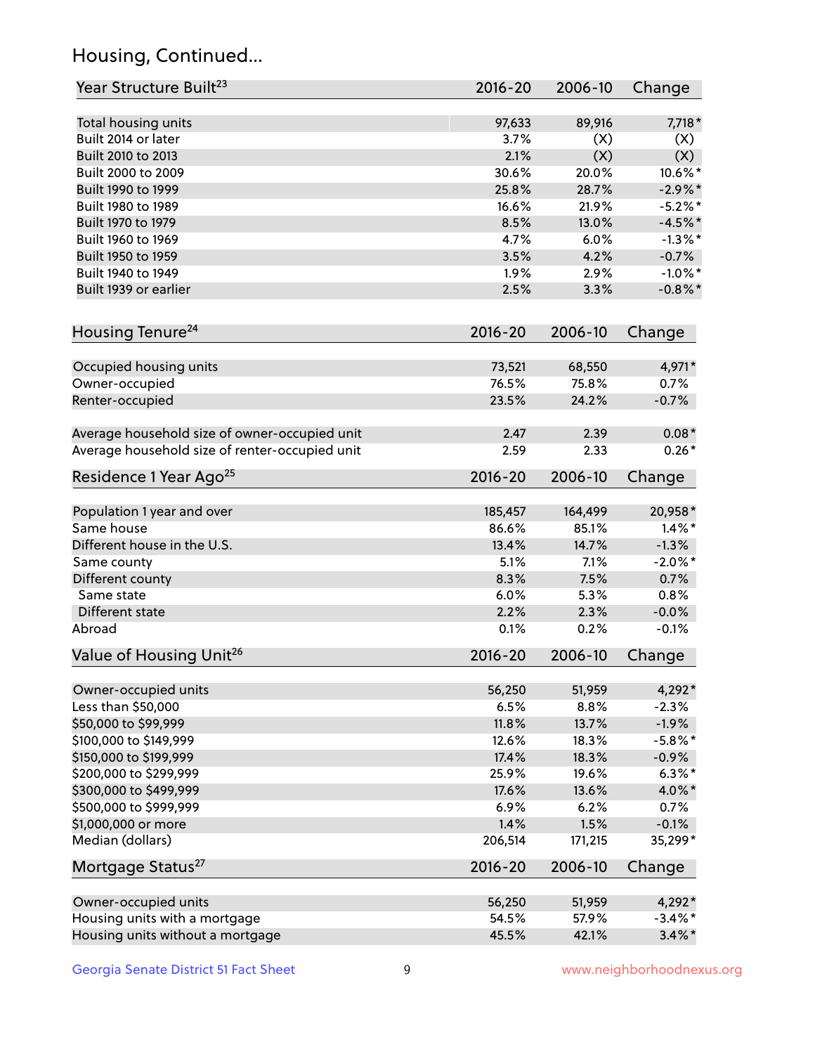## Housing, Continued...

| Year Structure Built[23] | 2016-20 | 2006-10 | Change |
|---|---|---|---|
| Total housing units | 97,633 | 89,916 | 7,718* |
| Built 2014 or later | 3.7% | (X) | (X) |
| Built 2010 to 2013 | 2.1% | (X) | (X) |
| Built 2000 to 2009 | 30.6% | 20.0% | 10.6%* |
| Built 1990 to 1999 | 25.8% | 28.7% | -2.9%* |
| Built 1980 to 1989 | 16.6% | 21.9% | -5.2%* |
| Built 1970 to 1979 | 8.5% | 13.0% | -4.5%* |
| Built 1960 to 1969 | 4.7% | 6.0% | -1.3%* |
| Built 1950 to 1959 | 3.5% | 4.2% | -0.7% |
| Built 1940 to 1949 | 1.9% | 2.9% | -1.0%* |
| Built 1939 or earlier | 2.5% | 3.3% | -0.8%* |

| Housing Tenure[24] | 2016-20 | 2006-10 | Change |
|---|---|---|---|
| Occupied housing units | 73,521 | 68,550 | 4,971* |
| Owner-occupied | 76.5% | 75.8% | 0.7% |
| Renter-occupied | 23.5% | 24.2% | -0.7% |
| Average household size of owner-occupied unit | 2.47 | 2.39 | 0.08* |
| Average household size of renter-occupied unit | 2.59 | 2.33 | 0.26* |

| Residence 1 Year Ago[25] | 2016-20 | 2006-10 | Change |
|---|---|---|---|
| Population 1 year and over | 185,457 | 164,499 | 20,958* |
| Same house | 86.6% | 85.1% | 1.4%* |
| Different house in the U.S. | 13.4% | 14.7% | -1.3% |
| Same county | 5.1% | 7.1% | -2.0%* |
| Different county | 8.3% | 7.5% | 0.7% |
| Same state | 6.0% | 5.3% | 0.8% |
| Different state | 2.2% | 2.3% | -0.0% |
| Abroad | 0.1% | 0.2% | -0.1% |

| Value of Housing Unit[26] | 2016-20 | 2006-10 | Change |
|---|---|---|---|
| Owner-occupied units | 56,250 | 51,959 | 4,292* |
| Less than $50,000 | 6.5% | 8.8% | -2.3% |
| $50,000 to $99,999 | 11.8% | 13.7% | -1.9% |
| $100,000 to $149,999 | 12.6% | 18.3% | -5.8%* |
| $150,000 to $199,999 | 17.4% | 18.3% | -0.9% |
| $200,000 to $299,999 | 25.9% | 19.6% | 6.3%* |
| $300,000 to $499,999 | 17.6% | 13.6% | 4.0%* |
| $500,000 to $999,999 | 6.9% | 6.2% | 0.7% |
| $1,000,000 or more | 1.4% | 1.5% | -0.1% |
| Median (dollars) | 206,514 | 171,215 | 35,299* |

| Mortgage Status[27] | 2016-20 | 2006-10 | Change |
|---|---|---|---|
| Owner-occupied units | 56,250 | 51,959 | 4,292* |
| Housing units with a mortgage | 54.5% | 57.9% | -3.4%* |
| Housing units without a mortgage | 45.5% | 42.1% | 3.4%* |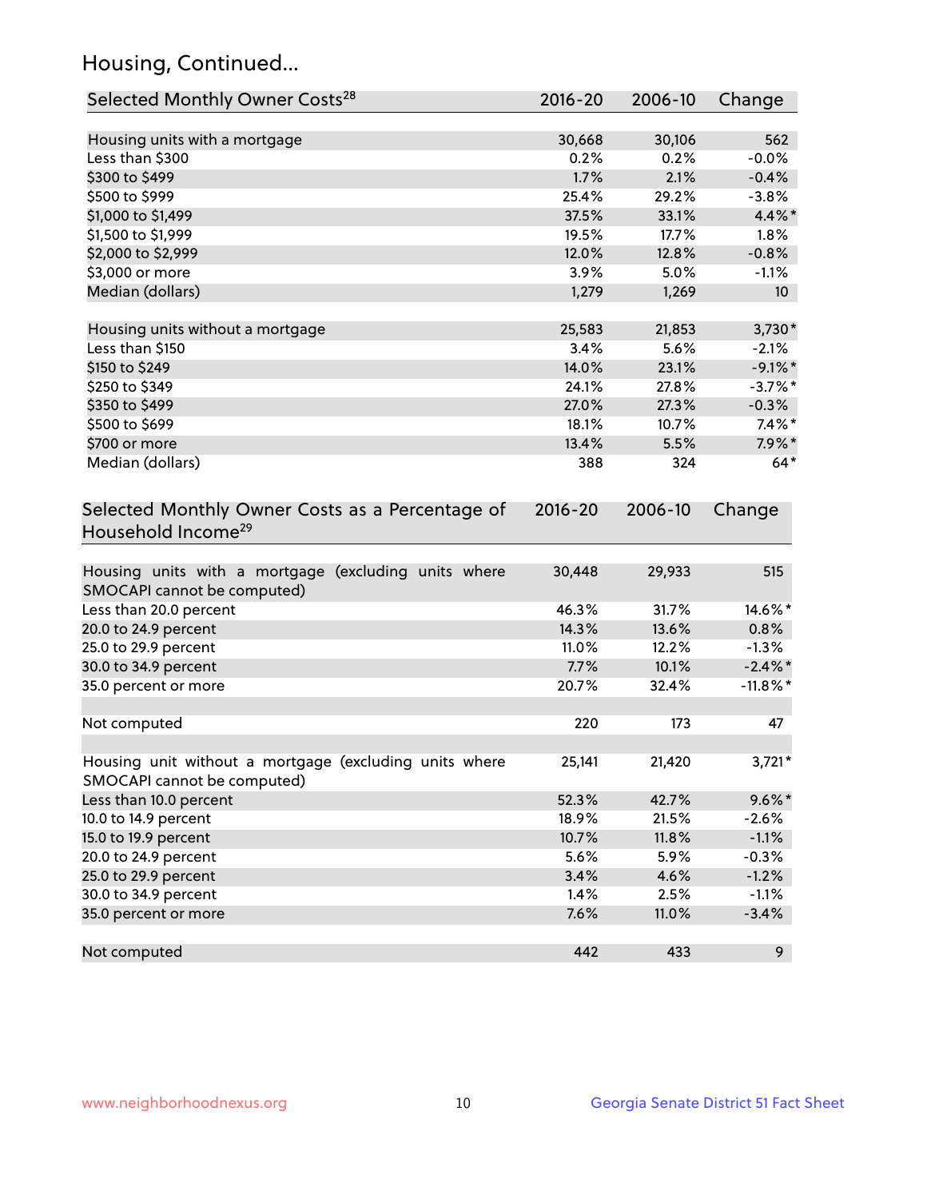## Housing, Continued...

| Selected Monthly Owner Costs[28] | 2016-20 | 2006-10 | Change |
|---|---|---|---|
| Housing units with a mortgage | 30,668 | 30,106 | 562 |
| Less than $300 | 0.2% | 0.2% | -0.0% |
| $300 to $499 | 1.7% | 2.1% | -0.4% |
| $500 to $999 | 25.4% | 29.2% | -3.8% |
| $1,000 to $1,499 | 37.5% | 33.1% | 4.4%* |
| $1,500 to $1,999 | 19.5% | 17.7% | 1.8% |
| $2,000 to $2,999 | 12.0% | 12.8% | -0.8% |
| $3,000 or more | 3.9% | 5.0% | -1.1% |
| Median (dollars) | 1,279 | 1,269 | 10 |
| Housing units without a mortgage | 25,583 | 21,853 | 3,730* |
| Less than $150 | 3.4% | 5.6% | -2.1% |
| $150 to $249 | 14.0% | 23.1% | -9.1%* |
| $250 to $349 | 24.1% | 27.8% | -3.7%* |
| $350 to $499 | 27.0% | 27.3% | -0.3% |
| $500 to $699 | 18.1% | 10.7% | 7.4%* |
| $700 or more | 13.4% | 5.5% | 7.9%* |
| Median (dollars) | 388 | 324 | 64* |

| Selected Monthly Owner Costs as a Percentage of Household Income[29] | 2016-20 | 2006-10 | Change |
|---|---|---|---|
| Housing units with a mortgage (excluding units where SMOCAPI cannot be computed) | 30,448 | 29,933 | 515 |
| Less than 20.0 percent | 46.3% | 31.7% | 14.6%* |
| 20.0 to 24.9 percent | 14.3% | 13.6% | 0.8% |
| 25.0 to 29.9 percent | 11.0% | 12.2% | -1.3% |
| 30.0 to 34.9 percent | 7.7% | 10.1% | -2.4%* |
| 35.0 percent or more | 20.7% | 32.4% | -11.8%* |
| Not computed | 220 | 173 | 47 |
| Housing unit without a mortgage (excluding units where SMOCAPI cannot be computed) | 25,141 | 21,420 | 3,721* |
| Less than 10.0 percent | 52.3% | 42.7% | 9.6%* |
| 10.0 to 14.9 percent | 18.9% | 21.5% | -2.6% |
| 15.0 to 19.9 percent | 10.7% | 11.8% | -1.1% |
| 20.0 to 24.9 percent | 5.6% | 5.9% | -0.3% |
| 25.0 to 29.9 percent | 3.4% | 4.6% | -1.2% |
| 30.0 to 34.9 percent | 1.4% | 2.5% | -1.1% |
| 35.0 percent or more | 7.6% | 11.0% | -3.4% |
| Not computed | 442 | 433 | 9 |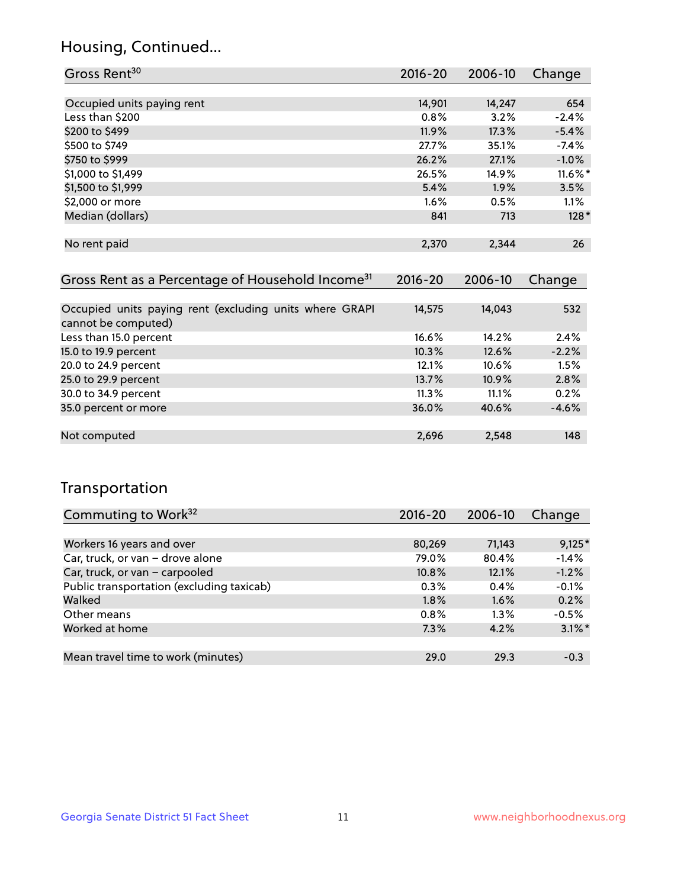## Housing, Continued...

| Gross Rent[30] | 2016-20 | 2006-10 | Change |
|---|---|---|---|
| Occupied units paying rent | 14,901 | 14,247 | 654 |
| Less than $200 | 0.8% | 3.2% | -2.4% |
| $200 to $499 | 11.9% | 17.3% | -5.4% |
| $500 to $749 | 27.7% | 35.1% | -7.4% |
| $750 to $999 | 26.2% | 27.1% | -1.0% |
| $1,000 to $1,499 | 26.5% | 14.9% | 11.6%* |
| $1,500 to $1,999 | 5.4% | 1.9% | 3.5% |
| $2,000 or more | 1.6% | 0.5% | 1.1% |
| Median (dollars) | 841 | 713 | 128* |
| No rent paid | 2,370 | 2,344 | 26 |

| Gross Rent as a Percentage of Household Income[31] | 2016-20 | 2006-10 | Change |
|---|---|---|---|
| Occupied units paying rent (excluding units where GRAPI cannot be computed) | 14,575 | 14,043 | 532 |
| Less than 15.0 percent | 16.6% | 14.2% | 2.4% |
| 15.0 to 19.9 percent | 10.3% | 12.6% | -2.2% |
| 20.0 to 24.9 percent | 12.1% | 10.6% | 1.5% |
| 25.0 to 29.9 percent | 13.7% | 10.9% | 2.8% |
| 30.0 to 34.9 percent | 11.3% | 11.1% | 0.2% |
| 35.0 percent or more | 36.0% | 40.6% | -4.6% |
| Not computed | 2,696 | 2,548 | 148 |

## Transportation

| Commuting to Work[32] | 2016-20 | 2006-10 | Change |
|---|---|---|---|
| Workers 16 years and over | 80,269 | 71,143 | 9,125* |
| Car, truck, or van – drove alone | 79.0% | 80.4% | -1.4% |
| Car, truck, or van – carpooled | 10.8% | 12.1% | -1.2% |
| Public transportation (excluding taxicab) | 0.3% | 0.4% | -0.1% |
| Walked | 1.8% | 1.6% | 0.2% |
| Other means | 0.8% | 1.3% | -0.5% |
| Worked at home | 7.3% | 4.2% | 3.1%* |
| Mean travel time to work (minutes) | 29.0 | 29.3 | -0.3 |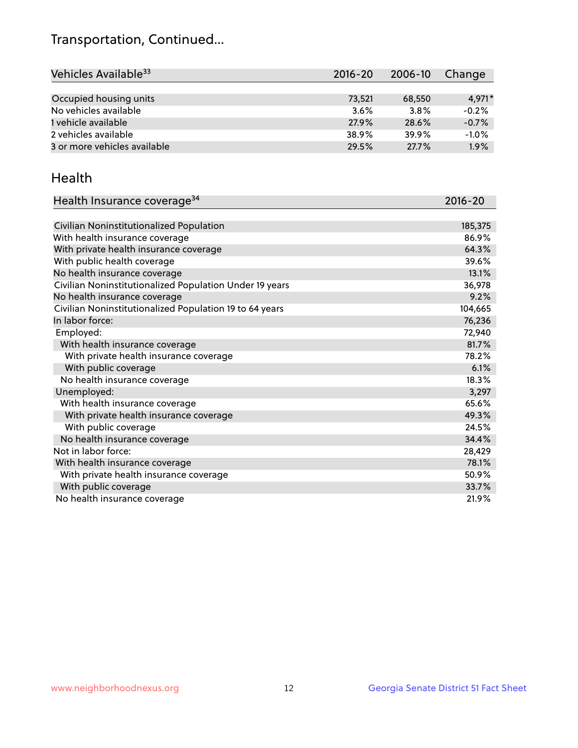## Transportation, Continued...

| Vehicles Available[33] | 2016-20 | 2006-10 | Change |
|---|---|---|---|
| Occupied housing units | 73,521 | 68,550 | 4,971* |
| No vehicles available | 3.6% | 3.8% | -0.2% |
| 1 vehicle available | 27.9% | 28.6% | -0.7% |
| 2 vehicles available | 38.9% | 39.9% | -1.0% |
| 3 or more vehicles available | 29.5% | 27.7% | 1.9% |

## Health

| Health Insurance coverage[34] | 2016-20 |
|---|---|
| Civilian Noninstitutionalized Population | 185,375 |
| With health insurance coverage | 86.9% |
| With private health insurance coverage | 64.3% |
| With public health coverage | 39.6% |
| No health insurance coverage | 13.1% |
| Civilian Noninstitutionalized Population Under 19 years | 36,978 |
| No health insurance coverage | 9.2% |
| Civilian Noninstitutionalized Population 19 to 64 years | 104,665 |
| In labor force: | 76,236 |
| Employed: | 72,940 |
| With health insurance coverage | 81.7% |
| With private health insurance coverage | 78.2% |
| With public coverage | 6.1% |
| No health insurance coverage | 18.3% |
| Unemployed: | 3,297 |
| With health insurance coverage | 65.6% |
| With private health insurance coverage | 49.3% |
| With public coverage | 24.5% |
| No health insurance coverage | 34.4% |
| Not in labor force: | 28,429 |
| With health insurance coverage | 78.1% |
| With private health insurance coverage | 50.9% |
| With public coverage | 33.7% |
| No health insurance coverage | 21.9% |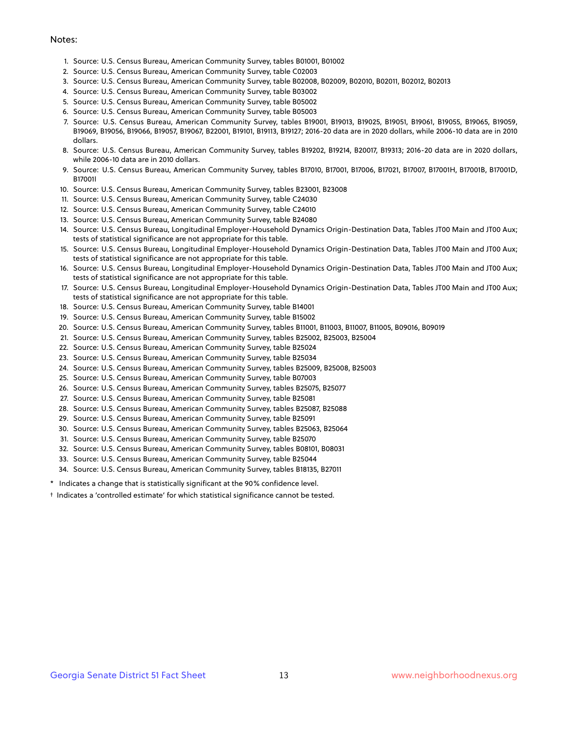Notes:

1. Source: U.S. Census Bureau, American Community Survey, tables B01001, B01002
2. Source: U.S. Census Bureau, American Community Survey, table C02003
3. Source: U.S. Census Bureau, American Community Survey, table B02008, B02009, B02010, B02011, B02012, B02013
4. Source: U.S. Census Bureau, American Community Survey, table B03002
5. Source: U.S. Census Bureau, American Community Survey, table B05002
6. Source: U.S. Census Bureau, American Community Survey, table B05003
7. Source: U.S. Census Bureau, American Community Survey, tables B19001, B19013, B19025, B19051, B19061, B19055, B19065, B19059, B19069, B19056, B19066, B19057, B19067, B22001, B19101, B19113, B19127; 2016-20 data are in 2020 dollars, while 2006-10 data are in 2010 dollars.
8. Source: U.S. Census Bureau, American Community Survey, tables B19202, B19214, B20017, B19313; 2016-20 data are in 2020 dollars, while 2006-10 data are in 2010 dollars.
9. Source: U.S. Census Bureau, American Community Survey, tables B17010, B17001, B17006, B17021, B17007, B17001H, B17001B, B17001D, B17001I
10. Source: U.S. Census Bureau, American Community Survey, tables B23001, B23008
11. Source: U.S. Census Bureau, American Community Survey, table C24030
12. Source: U.S. Census Bureau, American Community Survey, table C24010
13. Source: U.S. Census Bureau, American Community Survey, table B24080
14. Source: U.S. Census Bureau, Longitudinal Employer-Household Dynamics Origin-Destination Data, Tables JT00 Main and JT00 Aux; tests of statistical significance are not appropriate for this table.
15. Source: U.S. Census Bureau, Longitudinal Employer-Household Dynamics Origin-Destination Data, Tables JT00 Main and JT00 Aux; tests of statistical significance are not appropriate for this table.
16. Source: U.S. Census Bureau, Longitudinal Employer-Household Dynamics Origin-Destination Data, Tables JT00 Main and JT00 Aux; tests of statistical significance are not appropriate for this table.
17. Source: U.S. Census Bureau, Longitudinal Employer-Household Dynamics Origin-Destination Data, Tables JT00 Main and JT00 Aux; tests of statistical significance are not appropriate for this table.
18. Source: U.S. Census Bureau, American Community Survey, table B14001
19. Source: U.S. Census Bureau, American Community Survey, table B15002
20. Source: U.S. Census Bureau, American Community Survey, tables B11001, B11003, B11007, B11005, B09016, B09019
21. Source: U.S. Census Bureau, American Community Survey, tables B25002, B25003, B25004
22. Source: U.S. Census Bureau, American Community Survey, table B25024
23. Source: U.S. Census Bureau, American Community Survey, table B25034
24. Source: U.S. Census Bureau, American Community Survey, tables B25009, B25008, B25003
25. Source: U.S. Census Bureau, American Community Survey, table B07003
26. Source: U.S. Census Bureau, American Community Survey, tables B25075, B25077
27. Source: U.S. Census Bureau, American Community Survey, table B25081
28. Source: U.S. Census Bureau, American Community Survey, tables B25087, B25088
29. Source: U.S. Census Bureau, American Community Survey, table B25091
30. Source: U.S. Census Bureau, American Community Survey, tables B25063, B25064
31. Source: U.S. Census Bureau, American Community Survey, table B25070
32. Source: U.S. Census Bureau, American Community Survey, tables B08101, B08031
33. Source: U.S. Census Bureau, American Community Survey, table B25044
34. Source: U.S. Census Bureau, American Community Survey, tables B18135, B27011

\* Indicates a change that is statistically significant at the 90% confidence level.

† Indicates a 'controlled estimate' for which statistical significance cannot be tested.